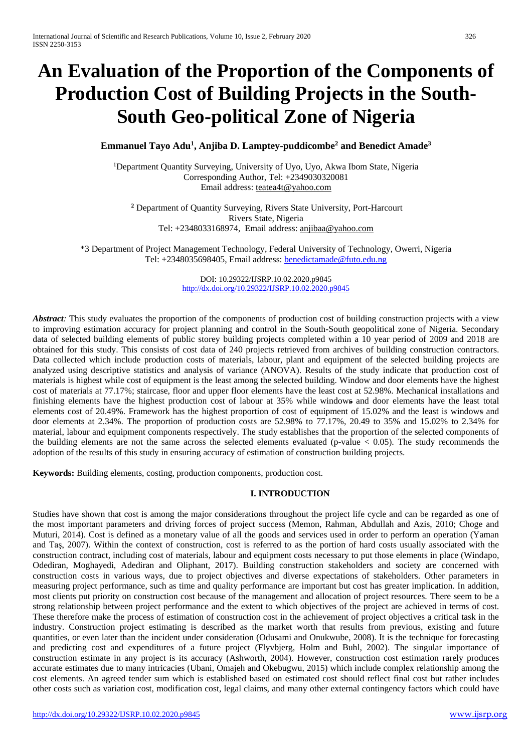# An Evaluation of the Proportion of the Components of Production Cost of Building Projects in the South-South Geo-political Zone of Nigeria

**Emmanuel Tayo Adu[1], Anjiba D. Lamptey-puddicombe[2] and Benedict Amade[3]**

[1]Department Quantity Surveying, University of Uyo, Uyo, Akwa Ibom State, Nigeria
Corresponding Author, Tel: +2349030320081
Email address: teatea4t@yahoo.com

[2] Department of Quantity Surveying, Rivers State University, Port-Harcourt
Rivers State, Nigeria
Tel: +2348033168974, Email address: anjibaa@yahoo.com

*3 Department of Project Management Technology, Federal University of Technology, Owerri, Nigeria
Tel: +2348035698405, Email address: benedictamade@futo.edu.ng

DOI: 10.29322/IJSRP.10.02.2020.p9845
http://dx.doi.org/10.29322/IJSRP.10.02.2020.p9845

***Abstract:*** This study evaluates the proportion of the components of production cost of building construction projects with a view to improving estimation accuracy for project planning and control in the South-South geopolitical zone of Nigeria. Secondary data of selected building elements of public storey building projects completed within a 10 year period of 2009 and 2018 are obtained for this study. This consists of cost data of 240 projects retrieved from archives of building construction contractors. Data collected which include production costs of materials, labour, plant and equipment of the selected building projects are analyzed using descriptive statistics and analysis of variance (ANOVA). Results of the study indicate that production cost of materials is highest while cost of equipment is the least among the selected building. Window and door elements have the highest cost of materials at 77.17%; staircase, floor and upper floor elements have the least cost at 52.98%. Mechanical installations and finishing elements have the highest production cost of labour at 35% while windows and door elements have the least total elements cost of 20.49%. Framework has the highest proportion of cost of equipment of 15.02% and the least is windows and door elements at 2.34%. The proportion of production costs are 52.98% to 77.17%, 20.49 to 35% and 15.02% to 2.34% for material, labour and equipment components respectively. The study establishes that the proportion of the selected components of the building elements are not the same across the selected elements evaluated (p-value $< 0.05$). The study recommends the adoption of the results of this study in ensuring accuracy of estimation of construction building projects.

**Keywords:** Building elements, costing, production components, production cost.

## I. INTRODUCTION

Studies have shown that cost is among the major considerations throughout the project life cycle and can be regarded as one of the most important parameters and driving forces of project success (Memon, Rahman, Abdullah and Azis, 2010; Choge and Muturi, 2014). Cost is defined as a monetary value of all the goods and services used in order to perform an operation (Yaman and Taş, 2007). Within the context of construction, cost is referred to as the portion of hard costs usually associated with the construction contract, including cost of materials, labour and equipment costs necessary to put those elements in place (Windapo, Odediran, Moghayedi, Adediran and Oliphant, 2017). Building construction stakeholders and society are concerned with construction costs in various ways, due to project objectives and diverse expectations of stakeholders. Other parameters in measuring project performance, such as time and quality performance are important but cost has greater implication. In addition, most clients put priority on construction cost because of the management and allocation of project resources. There seem to be a strong relationship between project performance and the extent to which objectives of the project are achieved in terms of cost. These therefore make the process of estimation of construction cost in the achievement of project objectives a critical task in the industry. Construction project estimating is described as the market worth that results from previous, existing and future quantities, or even later than the incident under consideration (Odusami and Onukwube, 2008). It is the technique for forecasting and predicting cost and expenditures of a future project (Flyvbjerg, Holm and Buhl, 2002). The singular importance of construction estimate in any project is its accuracy (Ashworth, 2004). However, construction cost estimation rarely produces accurate estimates due to many intricacies (Ubani, Omajeh and Okebugwu, 2015) which include complex relationship among the cost elements. An agreed tender sum which is established based on estimated cost should reflect final cost but rather includes other costs such as variation cost, modification cost, legal claims, and many other external contingency factors which could have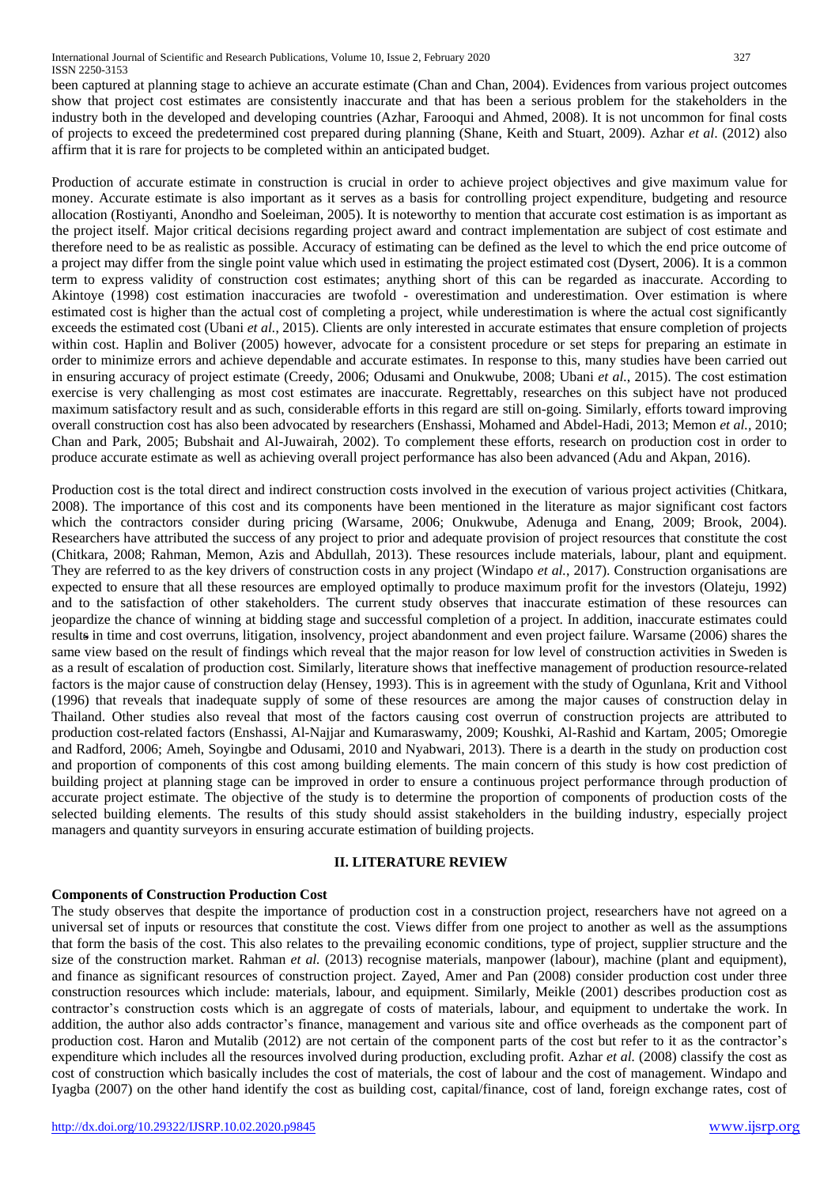been captured at planning stage to achieve an accurate estimate (Chan and Chan, 2004). Evidences from various project outcomes show that project cost estimates are consistently inaccurate and that has been a serious problem for the stakeholders in the industry both in the developed and developing countries (Azhar, Farooqui and Ahmed, 2008). It is not uncommon for final costs of projects to exceed the predetermined cost prepared during planning (Shane, Keith and Stuart, 2009). Azhar *et al*. (2012) also affirm that it is rare for projects to be completed within an anticipated budget.

Production of accurate estimate in construction is crucial in order to achieve project objectives and give maximum value for money. Accurate estimate is also important as it serves as a basis for controlling project expenditure, budgeting and resource allocation (Rostiyanti, Anondho and Soeleiman, 2005). It is noteworthy to mention that accurate cost estimation is as important as the project itself. Major critical decisions regarding project award and contract implementation are subject of cost estimate and therefore need to be as realistic as possible. Accuracy of estimating can be defined as the level to which the end price outcome of a project may differ from the single point value which used in estimating the project estimated cost (Dysert, 2006). It is a common term to express validity of construction cost estimates; anything short of this can be regarded as inaccurate. According to Akintoye (1998) cost estimation inaccuracies are twofold - overestimation and underestimation. Over estimation is where estimated cost is higher than the actual cost of completing a project, while underestimation is where the actual cost significantly exceeds the estimated cost (Ubani *et al.*, 2015). Clients are only interested in accurate estimates that ensure completion of projects within cost. Haplin and Boliver (2005) however, advocate for a consistent procedure or set steps for preparing an estimate in order to minimize errors and achieve dependable and accurate estimates. In response to this, many studies have been carried out in ensuring accuracy of project estimate (Creedy, 2006; Odusami and Onukwube, 2008; Ubani *et al.*, 2015). The cost estimation exercise is very challenging as most cost estimates are inaccurate. Regrettably, researches on this subject have not produced maximum satisfactory result and as such, considerable efforts in this regard are still on-going. Similarly, efforts toward improving overall construction cost has also been advocated by researchers (Enshassi, Mohamed and Abdel-Hadi, 2013; Memon *et al.*, 2010; Chan and Park, 2005; Bubshait and Al-Juwairah, 2002). To complement these efforts, research on production cost in order to produce accurate estimate as well as achieving overall project performance has also been advanced (Adu and Akpan, 2016).

Production cost is the total direct and indirect construction costs involved in the execution of various project activities (Chitkara, 2008). The importance of this cost and its components have been mentioned in the literature as major significant cost factors which the contractors consider during pricing (Warsame, 2006; Onukwube, Adenuga and Enang, 2009; Brook, 2004). Researchers have attributed the success of any project to prior and adequate provision of project resources that constitute the cost (Chitkara, 2008; Rahman, Memon, Azis and Abdullah, 2013). These resources include materials, labour, plant and equipment. They are referred to as the key drivers of construction costs in any project (Windapo *et al.*, 2017). Construction organisations are expected to ensure that all these resources are employed optimally to produce maximum profit for the investors (Olateju, 1992) and to the satisfaction of other stakeholders. The current study observes that inaccurate estimation of these resources can jeopardize the chance of winning at bidding stage and successful completion of a project. In addition, inaccurate estimates could result in time and cost overruns, litigation, insolvency, project abandonment and even project failure. Warsame (2006) shares the same view based on the result of findings which reveal that the major reason for low level of construction activities in Sweden is as a result of escalation of production cost. Similarly, literature shows that ineffective management of production resource-related factors is the major cause of construction delay (Hensey, 1993). This is in agreement with the study of Ogunlana, Krit and Vithool (1996) that reveals that inadequate supply of some of these resources are among the major causes of construction delay in Thailand. Other studies also reveal that most of the factors causing cost overrun of construction projects are attributed to production cost-related factors (Enshassi, Al-Najjar and Kumaraswamy, 2009; Koushki, Al-Rashid and Kartam, 2005; Omoregie and Radford, 2006; Ameh, Soyingbe and Odusami, 2010 and Nyabwari, 2013). There is a dearth in the study on production cost and proportion of components of this cost among building elements. The main concern of this study is how cost prediction of building project at planning stage can be improved in order to ensure a continuous project performance through production of accurate project estimate. The objective of the study is to determine the proportion of components of production costs of the selected building elements. The results of this study should assist stakeholders in the building industry, especially project managers and quantity surveyors in ensuring accurate estimation of building projects.

## II. LITERATURE REVIEW

### Components of Construction Production Cost

The study observes that despite the importance of production cost in a construction project, researchers have not agreed on a universal set of inputs or resources that constitute the cost. Views differ from one project to another as well as the assumptions that form the basis of the cost. This also relates to the prevailing economic conditions, type of project, supplier structure and the size of the construction market. Rahman *et al.* (2013) recognise materials, manpower (labour), machine (plant and equipment), and finance as significant resources of construction project. Zayed, Amer and Pan (2008) consider production cost under three construction resources which include: materials, labour, and equipment. Similarly, Meikle (2001) describes production cost as contractor's construction costs which is an aggregate of costs of materials, labour, and equipment to undertake the work. In addition, the author also adds contractor's finance, management and various site and office overheads as the component part of production cost. Haron and Mutalib (2012) are not certain of the component parts of the cost but refer to it as the contractor's expenditure which includes all the resources involved during production, excluding profit. Azhar *et al.* (2008) classify the cost as cost of construction which basically includes the cost of materials, the cost of labour and the cost of management. Windapo and Iyagba (2007) on the other hand identify the cost as building cost, capital/finance, cost of land, foreign exchange rates, cost of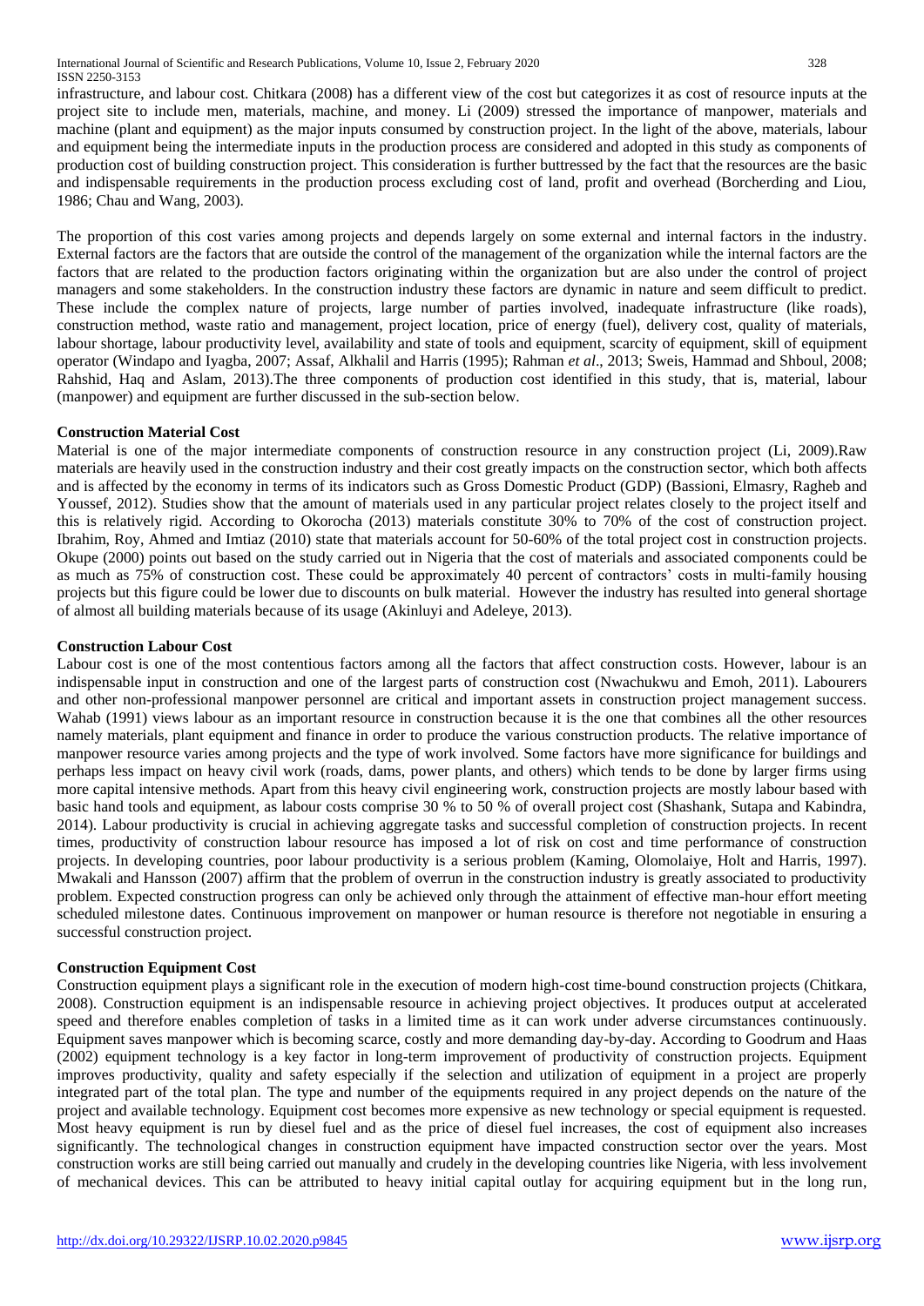infrastructure, and labour cost. Chitkara (2008) has a different view of the cost but categorizes it as cost of resource inputs at the project site to include men, materials, machine, and money. Li (2009) stressed the importance of manpower, materials and machine (plant and equipment) as the major inputs consumed by construction project. In the light of the above, materials, labour and equipment being the intermediate inputs in the production process are considered and adopted in this study as components of production cost of building construction project. This consideration is further buttressed by the fact that the resources are the basic and indispensable requirements in the production process excluding cost of land, profit and overhead (Borcherding and Liou, 1986; Chau and Wang, 2003).

The proportion of this cost varies among projects and depends largely on some external and internal factors in the industry. External factors are the factors that are outside the control of the management of the organization while the internal factors are the factors that are related to the production factors originating within the organization but are also under the control of project managers and some stakeholders. In the construction industry these factors are dynamic in nature and seem difficult to predict. These include the complex nature of projects, large number of parties involved, inadequate infrastructure (like roads), construction method, waste ratio and management, project location, price of energy (fuel), delivery cost, quality of materials, labour shortage, labour productivity level, availability and state of tools and equipment, scarcity of equipment, skill of equipment operator (Windapo and Iyagba, 2007; Assaf, Alkhalil and Harris (1995); Rahman *et al*., 2013; Sweis, Hammad and Shboul, 2008; Rahshid, Haq and Aslam, 2013).The three components of production cost identified in this study, that is, material, labour (manpower) and equipment are further discussed in the sub-section below.

**Construction Material Cost**

Material is one of the major intermediate components of construction resource in any construction project (Li, 2009).Raw materials are heavily used in the construction industry and their cost greatly impacts on the construction sector, which both affects and is affected by the economy in terms of its indicators such as Gross Domestic Product (GDP) (Bassioni, Elmasry, Ragheb and Youssef, 2012). Studies show that the amount of materials used in any particular project relates closely to the project itself and this is relatively rigid. According to Okorocha (2013) materials constitute 30% to 70% of the cost of construction project. Ibrahim, Roy, Ahmed and Imtiaz (2010) state that materials account for 50-60% of the total project cost in construction projects. Okupe (2000) points out based on the study carried out in Nigeria that the cost of materials and associated components could be as much as 75% of construction cost. These could be approximately 40 percent of contractors' costs in multi-family housing projects but this figure could be lower due to discounts on bulk material. However the industry has resulted into general shortage of almost all building materials because of its usage (Akinluyi and Adeleye, 2013).

**Construction Labour Cost**

Labour cost is one of the most contentious factors among all the factors that affect construction costs. However, labour is an indispensable input in construction and one of the largest parts of construction cost (Nwachukwu and Emoh, 2011). Labourers and other non-professional manpower personnel are critical and important assets in construction project management success. Wahab (1991) views labour as an important resource in construction because it is the one that combines all the other resources namely materials, plant equipment and finance in order to produce the various construction products. The relative importance of manpower resource varies among projects and the type of work involved. Some factors have more significance for buildings and perhaps less impact on heavy civil work (roads, dams, power plants, and others) which tends to be done by larger firms using more capital intensive methods. Apart from this heavy civil engineering work, construction projects are mostly labour based with basic hand tools and equipment, as labour costs comprise 30 % to 50 % of overall project cost (Shashank, Sutapa and Kabindra, 2014). Labour productivity is crucial in achieving aggregate tasks and successful completion of construction projects. In recent times, productivity of construction labour resource has imposed a lot of risk on cost and time performance of construction projects. In developing countries, poor labour productivity is a serious problem (Kaming, Olomolaiye, Holt and Harris, 1997). Mwakali and Hansson (2007) affirm that the problem of overrun in the construction industry is greatly associated to productivity problem. Expected construction progress can only be achieved only through the attainment of effective man-hour effort meeting scheduled milestone dates. Continuous improvement on manpower or human resource is therefore not negotiable in ensuring a successful construction project.

**Construction Equipment Cost**

Construction equipment plays a significant role in the execution of modern high-cost time-bound construction projects (Chitkara, 2008). Construction equipment is an indispensable resource in achieving project objectives. It produces output at accelerated speed and therefore enables completion of tasks in a limited time as it can work under adverse circumstances continuously. Equipment saves manpower which is becoming scarce, costly and more demanding day-by-day. According to Goodrum and Haas (2002) equipment technology is a key factor in long-term improvement of productivity of construction projects. Equipment improves productivity, quality and safety especially if the selection and utilization of equipment in a project are properly integrated part of the total plan. The type and number of the equipments required in any project depends on the nature of the project and available technology. Equipment cost becomes more expensive as new technology or special equipment is requested. Most heavy equipment is run by diesel fuel and as the price of diesel fuel increases, the cost of equipment also increases significantly. The technological changes in construction equipment have impacted construction sector over the years. Most construction works are still being carried out manually and crudely in the developing countries like Nigeria, with less involvement of mechanical devices. This can be attributed to heavy initial capital outlay for acquiring equipment but in the long run,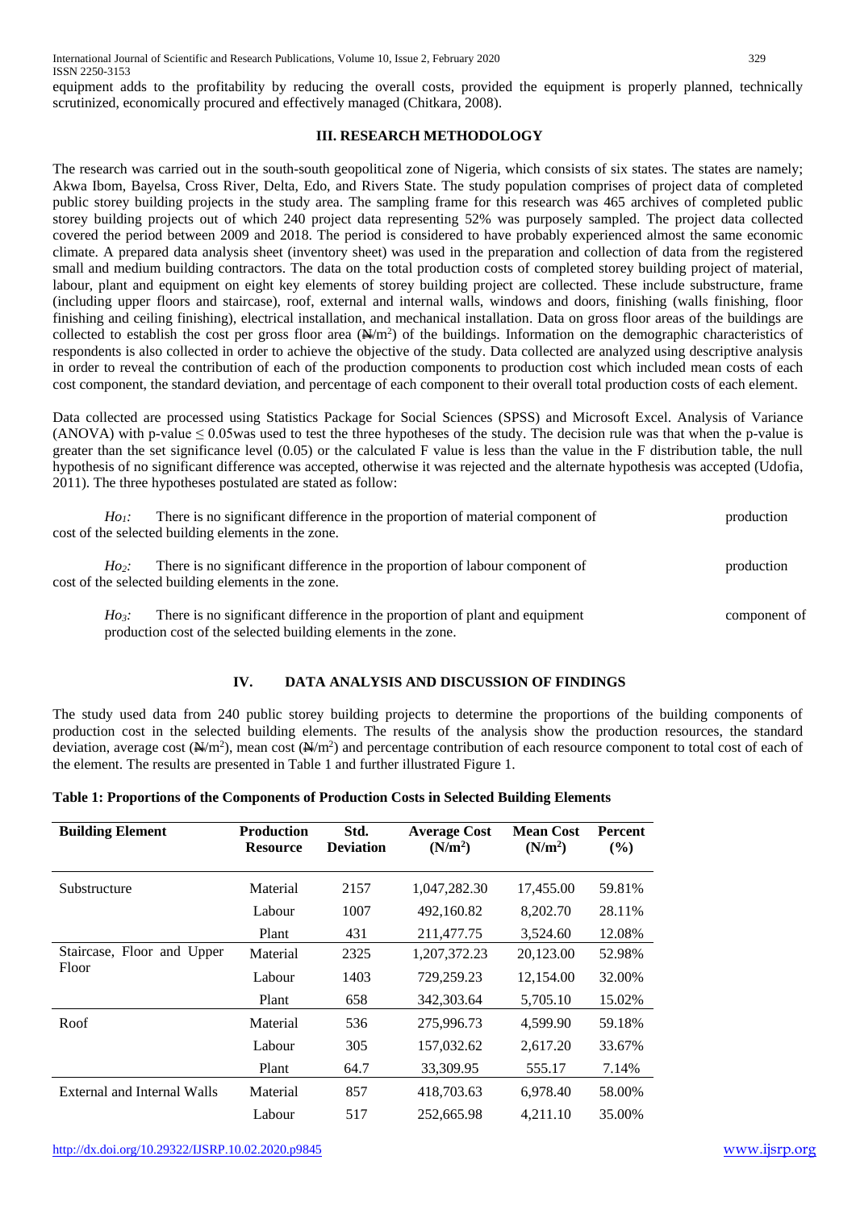equipment adds to the profitability by reducing the overall costs, provided the equipment is properly planned, technically scrutinized, economically procured and effectively managed (Chitkara, 2008).

## III. RESEARCH METHODOLOGY

The research was carried out in the south-south geopolitical zone of Nigeria, which consists of six states. The states are namely; Akwa Ibom, Bayelsa, Cross River, Delta, Edo, and Rivers State. The study population comprises of project data of completed public storey building projects in the study area. The sampling frame for this research was 465 archives of completed public storey building projects out of which 240 project data representing 52% was purposely sampled. The project data collected covered the period between 2009 and 2018. The period is considered to have probably experienced almost the same economic climate. A prepared data analysis sheet (inventory sheet) was used in the preparation and collection of data from the registered small and medium building contractors. The data on the total production costs of completed storey building project of material, labour, plant and equipment on eight key elements of storey building project are collected. These include substructure, frame (including upper floors and staircase), roof, external and internal walls, windows and doors, finishing (walls finishing, floor finishing and ceiling finishing), electrical installation, and mechanical installation. Data on gross floor areas of the buildings are collected to establish the cost per gross floor area (₦/m²) of the buildings. Information on the demographic characteristics of respondents is also collected in order to achieve the objective of the study. Data collected are analyzed using descriptive analysis in order to reveal the contribution of each of the production components to production cost which included mean costs of each cost component, the standard deviation, and percentage of each component to their overall total production costs of each element.

Data collected are processed using Statistics Package for Social Sciences (SPSS) and Microsoft Excel. Analysis of Variance (ANOVA) with p-value $\leq 0.05$was used to test the three hypotheses of the study. The decision rule was that when the p-value is greater than the set significance level (0.05) or the calculated F value is less than the value in the F distribution table, the null hypothesis of no significant difference was accepted, otherwise it was rejected and the alternate hypothesis was accepted (Udofia, 2011). The three hypotheses postulated are stated as follow:

*$Ho_1$:* There is no significant difference in the proportion of material component of production cost of the selected building elements in the zone.

*$Ho_2$:* There is no significant difference in the proportion of labour component of production cost of the selected building elements in the zone.

*$Ho_3$:* There is no significant difference in the proportion of plant and equipment component of production cost of the selected building elements in the zone.

## IV. DATA ANALYSIS AND DISCUSSION OF FINDINGS

The study used data from 240 public storey building projects to determine the proportions of the building components of production cost in the selected building elements. The results of the analysis show the production resources, the standard deviation, average cost (₦/m²), mean cost (₦/m²) and percentage contribution of each resource component to total cost of each of the element. The results are presented in Table 1 and further illustrated Figure 1.

**Table 1: Proportions of the Components of Production Costs in Selected Building Elements**

| Building Element | Production Resource | Std. Deviation | Average Cost (N/m²) | Mean Cost (N/m²) | Percent (%) |
|---|---|---|---|---|---|
| Substructure | Material | 2157 | 1,047,282.30 | 17,455.00 | 59.81% |
| | Labour | 1007 | 492,160.82 | 8,202.70 | 28.11% |
| | Plant | 431 | 211,477.75 | 3,524.60 | 12.08% |
| Staircase, Floor and Upper Floor | Material | 2325 | 1,207,372.23 | 20,123.00 | 52.98% |
| | Labour | 1403 | 729,259.23 | 12,154.00 | 32.00% |
| | Plant | 658 | 342,303.64 | 5,705.10 | 15.02% |
| Roof | Material | 536 | 275,996.73 | 4,599.90 | 59.18% |
| | Labour | 305 | 157,032.62 | 2,617.20 | 33.67% |
| | Plant | 64.7 | 33,309.95 | 555.17 | 7.14% |
| External and Internal Walls | Material | 857 | 418,703.63 | 6,978.40 | 58.00% |
| | Labour | 517 | 252,665.98 | 4,211.10 | 35.00% |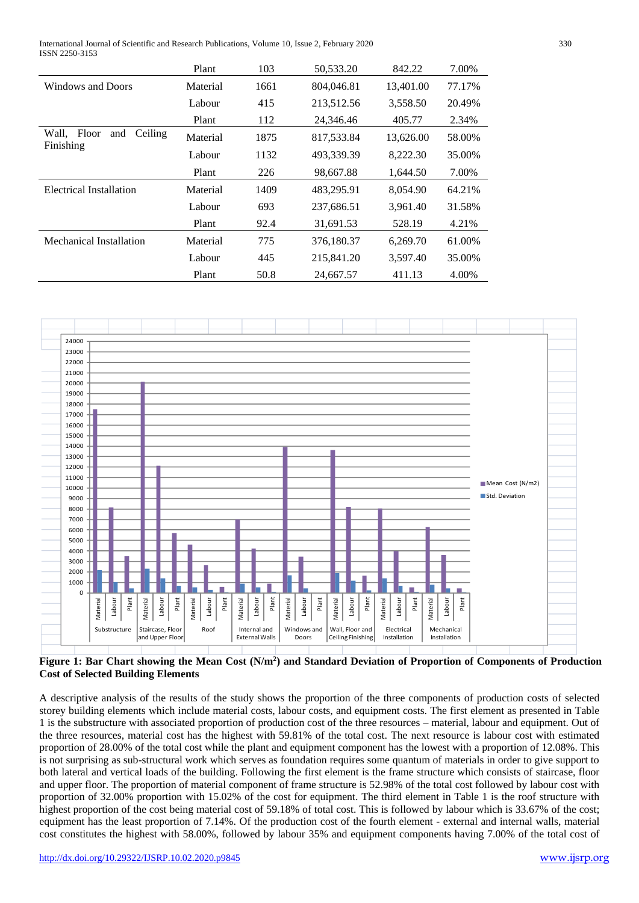| | Plant | 103 | 50,533.20 | 842.22 | 7.00% |
|---|---|---|---|---|---|
| Windows and Doors | Material | 1661 | 804,046.81 | 13,401.00 | 77.17% |
| | Labour | 415 | 213,512.56 | 3,558.50 | 20.49% |
| | Plant | 112 | 24,346.46 | 405.77 | 2.34% |
| Wall, Floor and Ceiling Finishing | Material | 1875 | 817,533.84 | 13,626.00 | 58.00% |
| | Labour | 1132 | 493,339.39 | 8,222.30 | 35.00% |
| | Plant | 226 | 98,667.88 | 1,644.50 | 7.00% |
| Electrical Installation | Material | 1409 | 483,295.91 | 8,054.90 | 64.21% |
| | Labour | 693 | 237,686.51 | 3,961.40 | 31.58% |
| | Plant | 92.4 | 31,691.53 | 528.19 | 4.21% |
| Mechanical Installation | Material | 775 | 376,180.37 | 6,269.70 | 61.00% |
| | Labour | 445 | 215,841.20 | 3,597.40 | 35.00% |
| | Plant | 50.8 | 24,667.57 | 411.13 | 4.00% |

**Figure 1: Bar Chart showing the Mean Cost (N/m$^2$) and Standard Deviation of Proportion of Components of Production Cost of Selected Building Elements**

A descriptive analysis of the results of the study shows the proportion of the three components of production costs of selected storey building elements which include material costs, labour costs, and equipment costs. The first element as presented in Table 1 is the substructure with associated proportion of production cost of the three resources – material, labour and equipment. Out of the three resources, material cost has the highest with 59.81% of the total cost. The next resource is labour cost with estimated proportion of 28.00% of the total cost while the plant and equipment component has the lowest with a proportion of 12.08%. This is not surprising as sub-structural work which serves as foundation requires some quantum of materials in order to give support to both lateral and vertical loads of the building. Following the first element is the frame structure which consists of staircase, floor and upper floor. The proportion of material component of frame structure is 52.98% of the total cost followed by labour cost with proportion of 32.00% proportion with 15.02% of the cost for equipment. The third element in Table 1 is the roof structure with highest proportion of the cost being material cost of 59.18% of total cost. This is followed by labour which is 33.67% of the cost; equipment has the least proportion of 7.14%. Of the production cost of the fourth element - external and internal walls, material cost constitutes the highest with 58.00%, followed by labour 35% and equipment components having 7.00% of the total cost of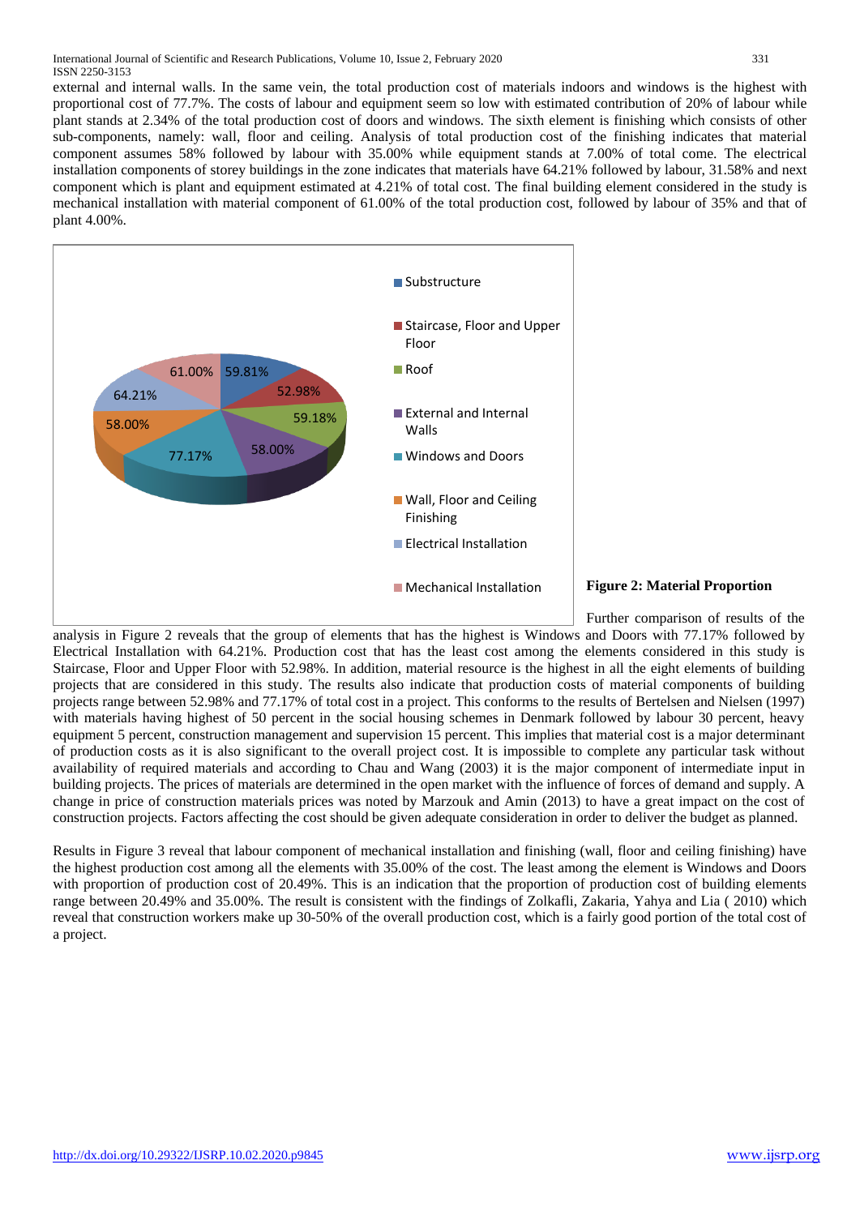external and internal walls. In the same vein, the total production cost of materials indoors and windows is the highest with proportional cost of 77.7%. The costs of labour and equipment seem so low with estimated contribution of 20% of labour while plant stands at 2.34% of the total production cost of doors and windows. The sixth element is finishing which consists of other sub-components, namely: wall, floor and ceiling. Analysis of total production cost of the finishing indicates that material component assumes 58% followed by labour with 35.00% while equipment stands at 7.00% of total come. The electrical installation components of storey buildings in the zone indicates that materials have 64.21% followed by labour, 31.58% and next component which is plant and equipment estimated at 4.21% of total cost. The final building element considered in the study is mechanical installation with material component of 61.00% of the total production cost, followed by labour of 35% and that of plant 4.00%.

**Figure 2: Material Proportion**

Further comparison of results of the analysis in Figure 2 reveals that the group of elements that has the highest is Windows and Doors with 77.17% followed by Electrical Installation with 64.21%. Production cost that has the least cost among the elements considered in this study is Staircase, Floor and Upper Floor with 52.98%. In addition, material resource is the highest in all the eight elements of building projects that are considered in this study. The results also indicate that production costs of material components of building projects range between 52.98% and 77.17% of total cost in a project. This conforms to the results of Bertelsen and Nielsen (1997) with materials having highest of 50 percent in the social housing schemes in Denmark followed by labour 30 percent, heavy equipment 5 percent, construction management and supervision 15 percent. This implies that material cost is a major determinant of production costs as it is also significant to the overall project cost. It is impossible to complete any particular task without availability of required materials and according to Chau and Wang (2003) it is the major component of intermediate input in building projects. The prices of materials are determined in the open market with the influence of forces of demand and supply. A change in price of construction materials prices was noted by Marzouk and Amin (2013) to have a great impact on the cost of construction projects. Factors affecting the cost should be given adequate consideration in order to deliver the budget as planned.

Results in Figure 3 reveal that labour component of mechanical installation and finishing (wall, floor and ceiling finishing) have the highest production cost among all the elements with 35.00% of the cost. The least among the element is Windows and Doors with proportion of production cost of 20.49%. This is an indication that the proportion of production cost of building elements range between 20.49% and 35.00%. The result is consistent with the findings of Zolkafli, Zakaria, Yahya and Lia ( 2010) which reveal that construction workers make up 30-50% of the overall production cost, which is a fairly good portion of the total cost of a project.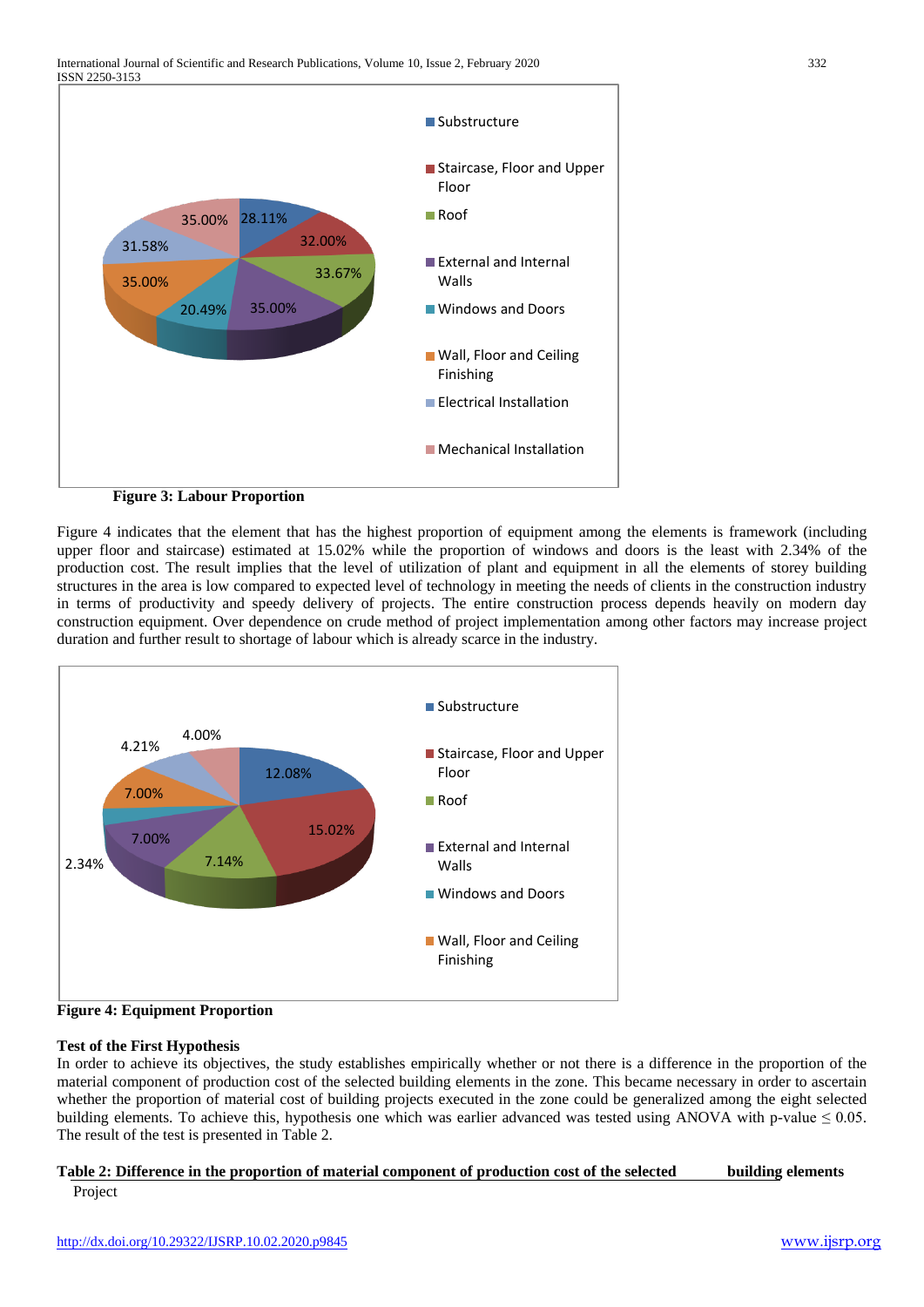**Figure 3: Labour Proportion**

Figure 4 indicates that the element that has the highest proportion of equipment among the elements is framework (including upper floor and staircase) estimated at 15.02% while the proportion of windows and doors is the least with 2.34% of the production cost. The result implies that the level of utilization of plant and equipment in all the elements of storey building structures in the area is low compared to expected level of technology in meeting the needs of clients in the construction industry in terms of productivity and speedy delivery of projects. The entire construction process depends heavily on modern day construction equipment. Over dependence on crude method of project implementation among other factors may increase project duration and further result to shortage of labour which is already scarce in the industry.

**Figure 4: Equipment Proportion**

**Test of the First Hypothesis**

In order to achieve its objectives, the study establishes empirically whether or not there is a difference in the proportion of the material component of production cost of the selected building elements in the zone. This became necessary in order to ascertain whether the proportion of material cost of building projects executed in the zone could be generalized among the eight selected building elements. To achieve this, hypothesis one which was earlier advanced was tested using ANOVA with p-value $\leq 0.05$. The result of the test is presented in Table 2.

**Table 2: Difference in the proportion of material component of production cost of the selected building elements**

Project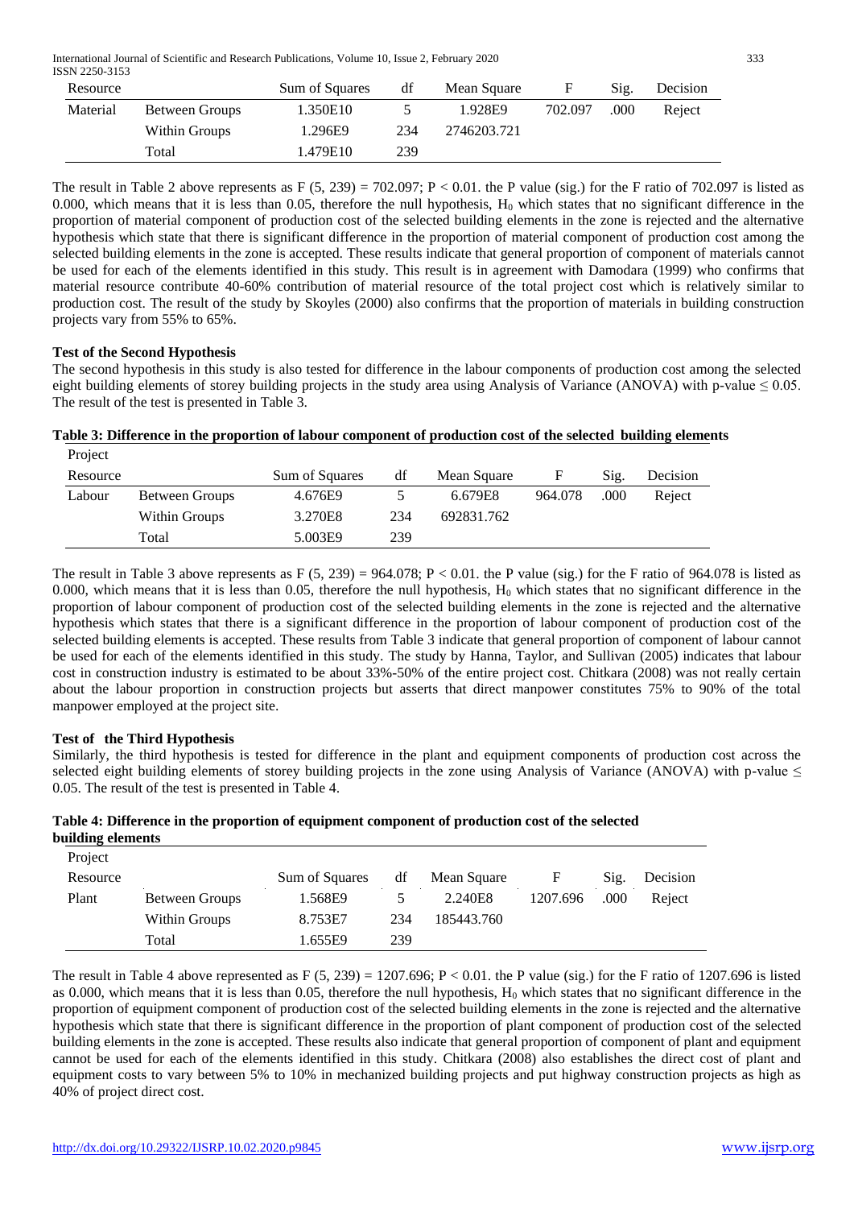| Resource | | Sum of Squares | df | Mean Square | F | Sig. | Decision |
|---|---|---|---|---|---|---|---|
| Material | Between Groups | 1.350E10 | 5 | 1.928E9 | 702.097 | .000 | Reject |
| | Within Groups | 1.296E9 | 234 | 2746203.721 | | | |
| | Total | 1.479E10 | 239 | | | | |

The result in Table 2 above represents as $F (5, 239) = 702.097$; $P < 0.01$. the P value (sig.) for the F ratio of 702.097 is listed as 0.000, which means that it is less than 0.05, therefore the null hypothesis, $H_0$ which states that no significant difference in the proportion of material component of production cost of the selected building elements in the zone is rejected and the alternative hypothesis which state that there is significant difference in the proportion of material component of production cost among the selected building elements in the zone is accepted. These results indicate that general proportion of component of materials cannot be used for each of the elements identified in this study. This result is in agreement with Damodara (1999) who confirms that material resource contribute 40-60% contribution of material resource of the total project cost which is relatively similar to production cost. The result of the study by Skoyles (2000) also confirms that the proportion of materials in building construction projects vary from 55% to 65%.

**Test of the Second Hypothesis**

The second hypothesis in this study is also tested for difference in the labour components of production cost among the selected eight building elements of storey building projects in the study area using Analysis of Variance (ANOVA) with p-value $\leq 0.05$. The result of the test is presented in Table 3.

**Table 3: Difference in the proportion of labour component of production cost of the selected building elements**

| Project Resource | | Sum of Squares | df | Mean Square | F | Sig. | Decision |
|---|---|---|---|---|---|---|---|
| Labour | Between Groups | 4.676E9 | 5 | 6.679E8 | 964.078 | .000 | Reject |
| | Within Groups | 3.270E8 | 234 | 692831.762 | | | |
| | Total | 5.003E9 | 239 | | | | |

The result in Table 3 above represents as $F (5, 239) = 964.078$; $P < 0.01$. the P value (sig.) for the F ratio of 964.078 is listed as 0.000, which means that it is less than 0.05, therefore the null hypothesis, $H_0$ which states that no significant difference in the proportion of labour component of production cost of the selected building elements in the zone is rejected and the alternative hypothesis which states that there is a significant difference in the proportion of labour component of production cost of the selected building elements is accepted. These results from Table 3 indicate that general proportion of component of labour cannot be used for each of the elements identified in this study. The study by Hanna, Taylor, and Sullivan (2005) indicates that labour cost in construction industry is estimated to be about 33%-50% of the entire project cost. Chitkara (2008) was not really certain about the labour proportion in construction projects but asserts that direct manpower constitutes 75% to 90% of the total manpower employed at the project site.

**Test of the Third Hypothesis**

Similarly, the third hypothesis is tested for difference in the plant and equipment components of production cost across the selected eight building elements of storey building projects in the zone using Analysis of Variance (ANOVA) with p-value $\leq 0.05$. The result of the test is presented in Table 4.

**Table 4: Difference in the proportion of equipment component of production cost of the selected building elements**

| Project Resource | | Sum of Squares | df | Mean Square | F | Sig. | Decision |
|---|---|---|---|---|---|---|---|
| Plant | Between Groups | 1.568E9 | 5 | 2.240E8 | 1207.696 | .000 | Reject |
| | Within Groups | 8.753E7 | 234 | 185443.760 | | | |
| | Total | 1.655E9 | 239 | | | | |

The result in Table 4 above represented as $F (5, 239) = 1207.696$; $P < 0.01$. the P value (sig.) for the F ratio of 1207.696 is listed as 0.000, which means that it is less than 0.05, therefore the null hypothesis, $H_0$ which states that no significant difference in the proportion of equipment component of production cost of the selected building elements in the zone is rejected and the alternative hypothesis which state that there is significant difference in the proportion of plant component of production cost of the selected building elements in the zone is accepted. These results also indicate that general proportion of component of plant and equipment cannot be used for each of the elements identified in this study. Chitkara (2008) also establishes the direct cost of plant and equipment costs to vary between 5% to 10% in mechanized building projects and put highway construction projects as high as 40% of project direct cost.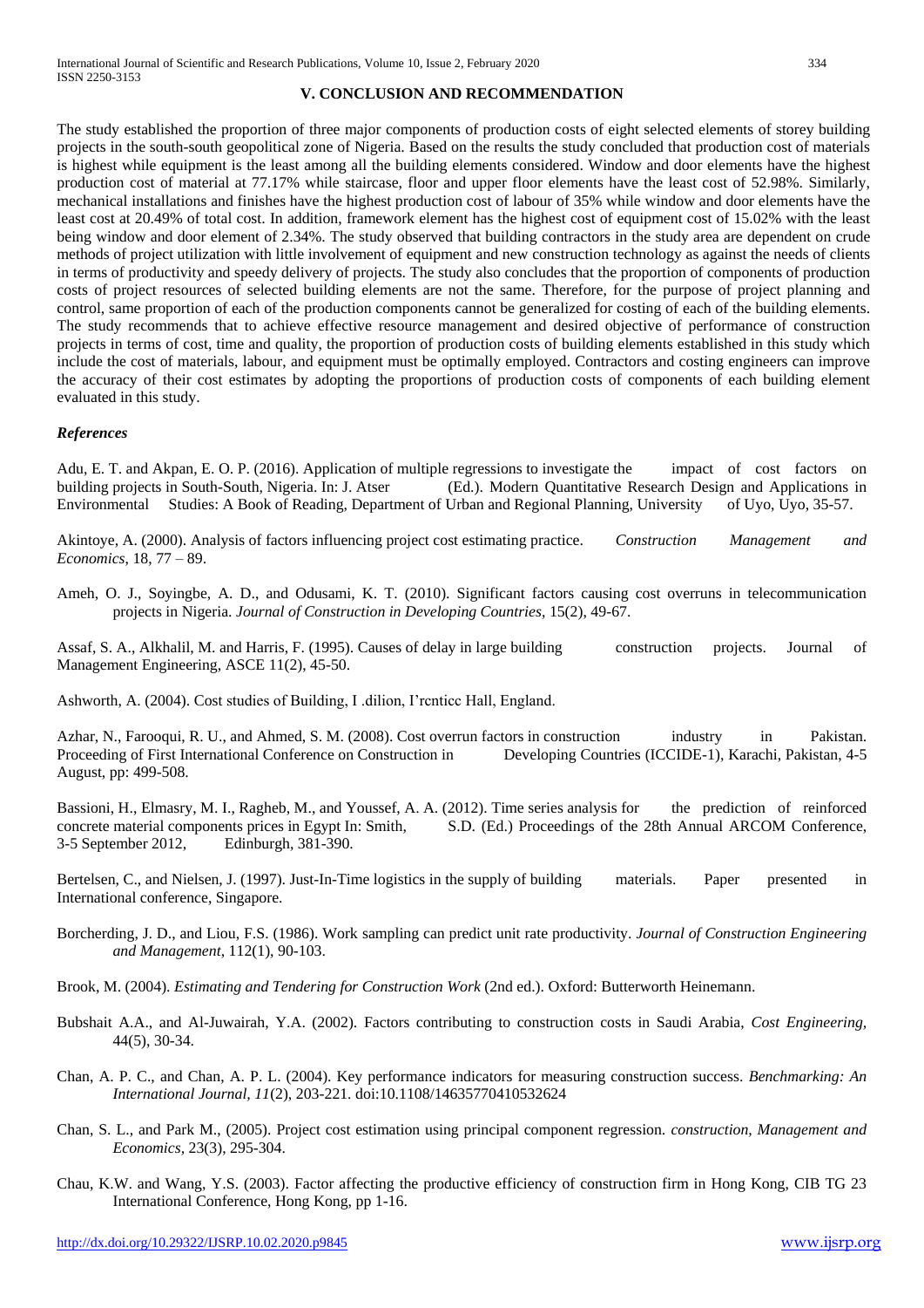## V. CONCLUSION AND RECOMMENDATION

The study established the proportion of three major components of production costs of eight selected elements of storey building projects in the south-south geopolitical zone of Nigeria. Based on the results the study concluded that production cost of materials is highest while equipment is the least among all the building elements considered. Window and door elements have the highest production cost of material at 77.17% while staircase, floor and upper floor elements have the least cost of 52.98%. Similarly, mechanical installations and finishes have the highest production cost of labour of 35% while window and door elements have the least cost at 20.49% of total cost. In addition, framework element has the highest cost of equipment cost of 15.02% with the least being window and door element of 2.34%. The study observed that building contractors in the study area are dependent on crude methods of project utilization with little involvement of equipment and new construction technology as against the needs of clients in terms of productivity and speedy delivery of projects. The study also concludes that the proportion of components of production costs of project resources of selected building elements are not the same. Therefore, for the purpose of project planning and control, same proportion of each of the production components cannot be generalized for costing of each of the building elements. The study recommends that to achieve effective resource management and desired objective of performance of construction projects in terms of cost, time and quality, the proportion of production costs of building elements established in this study which include the cost of materials, labour, and equipment must be optimally employed. Contractors and costing engineers can improve the accuracy of their cost estimates by adopting the proportions of production costs of components of each building element evaluated in this study.

### *References*

Adu, E. T. and Akpan, E. O. P. (2016). Application of multiple regressions to investigate the impact of cost factors on building projects in South-South, Nigeria. In: J. Atser (Ed.). Modern Quantitative Research Design and Applications in Environmental Studies: A Book of Reading, Department of Urban and Regional Planning, University of Uyo, Uyo, 35-57.

Akintoye, A. (2000). Analysis of factors influencing project cost estimating practice. *Construction Management and Economics*, 18, 77 – 89.

Ameh, O. J., Soyingbe, A. D., and Odusami, K. T. (2010). Significant factors causing cost overruns in telecommunication projects in Nigeria. *Journal of Construction in Developing Countries*, 15(2), 49-67.

Assaf, S. A., Alkhalil, M. and Harris, F. (1995). Causes of delay in large building construction projects. Journal of Management Engineering, ASCE 11(2), 45-50.

Ashworth, A. (2004). Cost studies of Building, I .dilion, I'rcnticc Hall, England.

Azhar, N., Farooqui, R. U., and Ahmed, S. M. (2008). Cost overrun factors in construction industry in Pakistan. Proceeding of First International Conference on Construction in Developing Countries (ICCIDE-1), Karachi, Pakistan, 4-5 August, pp: 499-508.

Bassioni, H., Elmasry, M. I., Ragheb, M., and Youssef, A. A. (2012). Time series analysis for the prediction of reinforced concrete material components prices in Egypt In: Smith, S.D. (Ed.) Proceedings of the 28th Annual ARCOM Conference, 3-5 September 2012, Edinburgh, 381-390.

Bertelsen, C., and Nielsen, J. (1997). Just-In-Time logistics in the supply of building materials. Paper presented in International conference, Singapore.

Borcherding, J. D., and Liou, F.S. (1986). Work sampling can predict unit rate productivity. *Journal of Construction Engineering and Management*, 112(1), 90-103.

Brook, M. (2004). *Estimating and Tendering for Construction Work* (2nd ed.). Oxford: Butterworth Heinemann.

Bubshait A.A., and Al-Juwairah, Y.A. (2002). Factors contributing to construction costs in Saudi Arabia, *Cost Engineering*, 44(5), 30-34.

Chan, A. P. C., and Chan, A. P. L. (2004). Key performance indicators for measuring construction success. *Benchmarking: An International Journal, 11*(2), 203-221. doi:10.1108/14635770410532624

Chan, S. L., and Park M., (2005). Project cost estimation using principal component regression. *construction, Management and Economics,* 23(3), 295-304.

Chau, K.W. and Wang, Y.S. (2003). Factor affecting the productive efficiency of construction firm in Hong Kong, CIB TG 23 International Conference, Hong Kong, pp 1-16.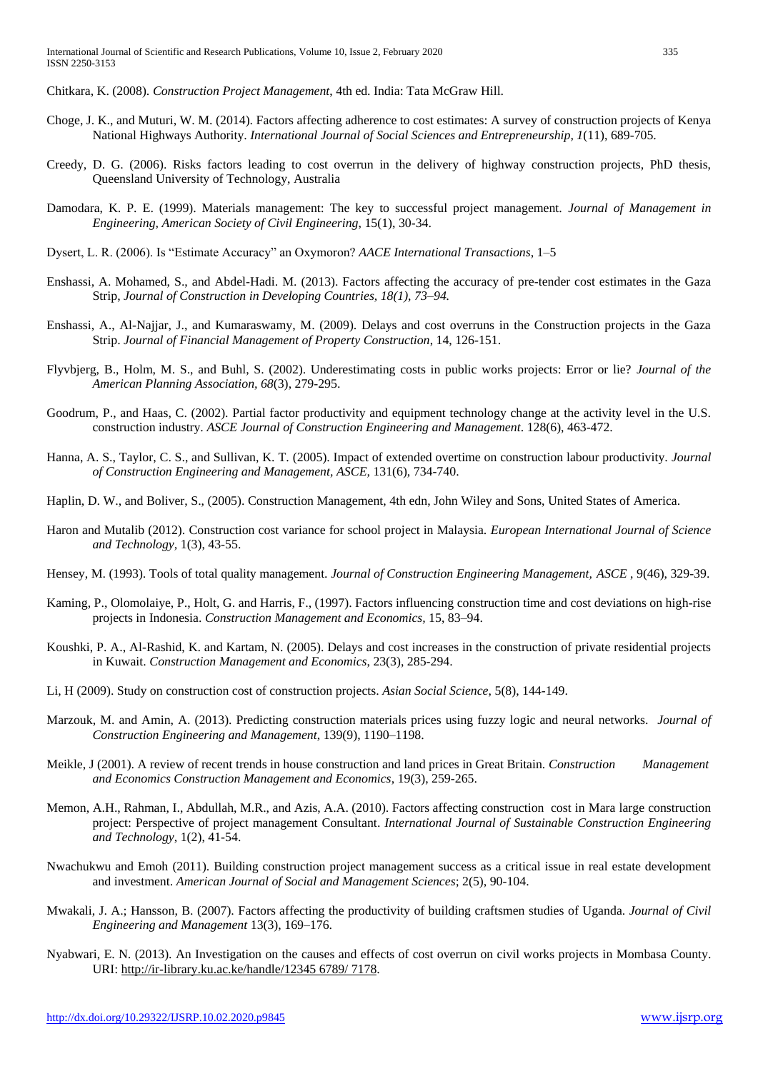Chitkara, K. (2008). *Construction Project Management*, 4th ed. India: Tata McGraw Hill.

Choge, J. K., and Muturi, W. M. (2014). Factors affecting adherence to cost estimates: A survey of construction projects of Kenya National Highways Authority. *International Journal of Social Sciences and Entrepreneurship, 1*(11), 689-705.

Creedy, D. G. (2006). Risks factors leading to cost overrun in the delivery of highway construction projects, PhD thesis, Queensland University of Technology, Australia

Damodara, K. P. E. (1999). Materials management: The key to successful project management. *Journal of Management in Engineering, American Society of Civil Engineering*, 15(1), 30-34.

Dysert, L. R. (2006). Is "Estimate Accuracy" an Oxymoron? *AACE International Transactions*, 1–5

Enshassi, A. Mohamed, S., and Abdel-Hadi. M. (2013). Factors affecting the accuracy of pre-tender cost estimates in the Gaza Strip, *Journal of Construction in Developing Countries, 18(1), 73–94.*

Enshassi, A., Al-Najjar, J., and Kumaraswamy, M. (2009). Delays and cost overruns in the Construction projects in the Gaza Strip. *Journal of Financial Management of Property Construction*, 14, 126-151.

Flyvbjerg, B., Holm, M. S., and Buhl, S. (2002). Underestimating costs in public works projects: Error or lie? *Journal of the American Planning Association*, *68*(3), 279-295.

Goodrum, P., and Haas, C. (2002). Partial factor productivity and equipment technology change at the activity level in the U.S. construction industry. *ASCE Journal of Construction Engineering and Management*. 128(6), 463-472.

Hanna, A. S., Taylor, C. S., and Sullivan, K. T. (2005). Impact of extended overtime on construction labour productivity. *Journal of Construction Engineering and Management, ASCE*, 131(6), 734-740.

Haplin, D. W., and Boliver, S., (2005). Construction Management, 4th edn, John Wiley and Sons, United States of America.

Haron and Mutalib (2012). Construction cost variance for school project in Malaysia. *European International Journal of Science and Technology*, 1(3), 43-55.

Hensey, M. (1993). Tools of total quality management. *Journal of Construction Engineering Management, ASCE* , 9(46), 329-39.

Kaming, P., Olomolaiye, P., Holt, G. and Harris, F., (1997). Factors influencing construction time and cost deviations on high-rise projects in Indonesia. *Construction Management and Economics*, 15, 83–94.

Koushki, P. A., Al-Rashid, K. and Kartam, N. (2005). Delays and cost increases in the construction of private residential projects in Kuwait. *Construction Management and Economics*, 23(3), 285-294.

Li, H (2009). Study on construction cost of construction projects. *Asian Social Science*, 5(8), 144-149.

Marzouk, M. and Amin, A. (2013). Predicting construction materials prices using fuzzy logic and neural networks. *Journal of Construction Engineering and Management*, 139(9), 1190–1198.

Meikle, J (2001). A review of recent trends in house construction and land prices in Great Britain. *Construction Management and Economics Construction Management and Economics*, 19(3), 259-265.

Memon, A.H., Rahman, I., Abdullah, M.R., and Azis, A.A. (2010). Factors affecting construction cost in Mara large construction project: Perspective of project management Consultant. *International Journal of Sustainable Construction Engineering and Technology*, 1(2), 41-54.

Nwachukwu and Emoh (2011). Building construction project management success as a critical issue in real estate development and investment. *American Journal of Social and Management Sciences*; 2(5), 90-104.

Mwakali, J. A.; Hansson, B. (2007). Factors affecting the productivity of building craftsmen studies of Uganda. *Journal of Civil Engineering and Management* 13(3), 169–176.

Nyabwari, E. N. (2013). An Investigation on the causes and effects of cost overrun on civil works projects in Mombasa County. URI: http://ir-library.ku.ac.ke/handle/12345 6789/ 7178.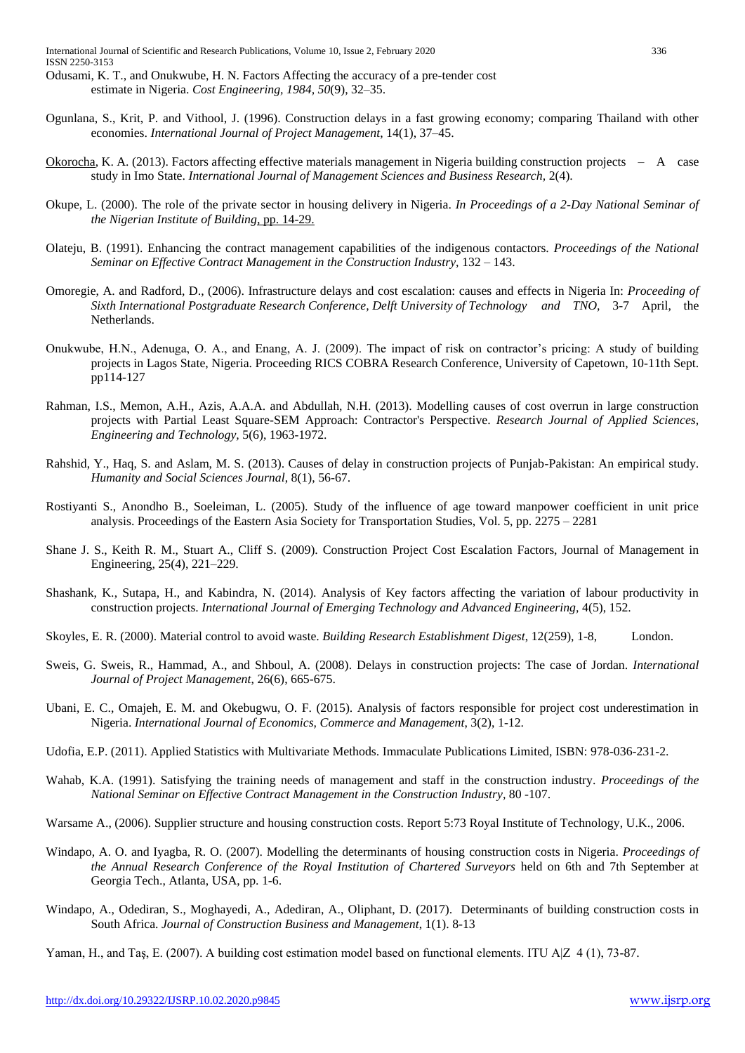Odusami, K. T., and Onukwube, H. N. Factors Affecting the accuracy of a pre-tender cost estimate in Nigeria. *Cost Engineering, 1984, 50*(9), 32–35.

Ogunlana, S., Krit, P. and Vithool, J. (1996). Construction delays in a fast growing economy; comparing Thailand with other economies. *International Journal of Project Management*, 14(1), 37–45.

Okorocha, K. A. (2013). Factors affecting effective materials management in Nigeria building construction projects – A case study in Imo State. *International Journal of Management Sciences and Business Research,* 2(4).

Okupe, L. (2000). The role of the private sector in housing delivery in Nigeria. *In Proceedings of a 2-Day National Seminar of the Nigerian Institute of Building*, pp. 14-29.

Olateju, B. (1991). Enhancing the contract management capabilities of the indigenous contactors. *Proceedings of the National Seminar on Effective Contract Management in the Construction Industry,* 132 – 143.

Omoregie, A. and Radford, D., (2006). Infrastructure delays and cost escalation: causes and effects in Nigeria In: *Proceeding of Sixth International Postgraduate Research Conference, Delft University of Technology and TNO,* 3-7 April, the Netherlands.

Onukwube, H.N., Adenuga, O. A., and Enang, A. J. (2009). The impact of risk on contractor's pricing: A study of building projects in Lagos State, Nigeria. Proceeding RICS COBRA Research Conference, University of Capetown, 10-11th Sept. pp114-127

Rahman, I.S., Memon, A.H., Azis, A.A.A. and Abdullah, N.H. (2013). Modelling causes of cost overrun in large construction projects with Partial Least Square-SEM Approach: Contractor's Perspective. *Research Journal of Applied Sciences, Engineering and Technology,* 5(6), 1963-1972.

Rahshid, Y., Haq, S. and Aslam, M. S. (2013). Causes of delay in construction projects of Punjab-Pakistan: An empirical study. *Humanity and Social Sciences Journal*, 8(1), 56-67.

Rostiyanti S., Anondho B., Soeleiman, L. (2005). Study of the influence of age toward manpower coefficient in unit price analysis. Proceedings of the Eastern Asia Society for Transportation Studies, Vol. 5, pp. 2275 – 2281

Shane J. S., Keith R. M., Stuart A., Cliff S. (2009). Construction Project Cost Escalation Factors, Journal of Management in Engineering, 25(4), 221–229.

Shashank, K., Sutapa, H., and Kabindra, N. (2014). Analysis of Key factors affecting the variation of labour productivity in construction projects. *International Journal of Emerging Technology and Advanced Engineering,* 4(5), 152.

Skoyles, E. R. (2000). Material control to avoid waste. *Building Research Establishment Digest*, 12(259), 1-8, London.

Sweis, G. Sweis, R., Hammad, A., and Shboul, A. (2008). Delays in construction projects: The case of Jordan. *International Journal of Project Management*, 26(6), 665-675.

Ubani, E. C., Omajeh, E. M. and Okebugwu, O. F. (2015). Analysis of factors responsible for project cost underestimation in Nigeria. *International Journal of Economics, Commerce and Management*, 3(2), 1-12.

Udofia, E.P. (2011). Applied Statistics with Multivariate Methods. Immaculate Publications Limited, ISBN: 978-036-231-2.

Wahab, K.A. (1991). Satisfying the training needs of management and staff in the construction industry. *Proceedings of the National Seminar on Effective Contract Management in the Construction Industry*, 80 -107.

Warsame A., (2006). Supplier structure and housing construction costs. Report 5:73 Royal Institute of Technology, U.K., 2006.

Windapo, A. O. and Iyagba, R. O. (2007). Modelling the determinants of housing construction costs in Nigeria. *Proceedings of the Annual Research Conference of the Royal Institution of Chartered Surveyors* held on 6th and 7th September at Georgia Tech., Atlanta, USA, pp. 1-6.

Windapo, A., Odediran, S., Moghayedi, A., Adediran, A., Oliphant, D. (2017). Determinants of building construction costs in South Africa. *Journal of Construction Business and Management*, 1(1). 8-13

Yaman, H., and Taş, E. (2007). A building cost estimation model based on functional elements. ITU A|Z 4 (1), 73-87.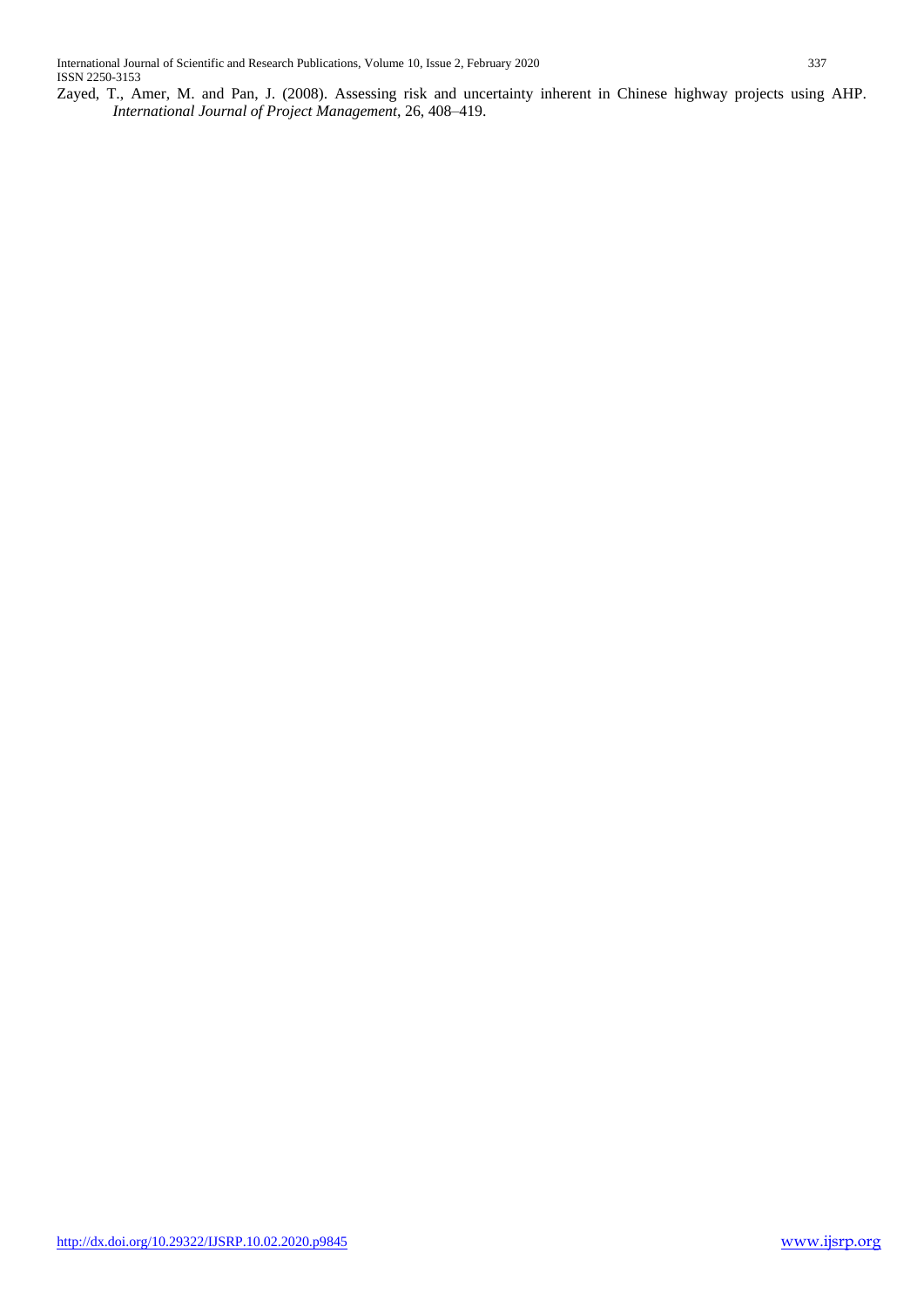Zayed, T., Amer, M. and Pan, J. (2008). Assessing risk and uncertainty inherent in Chinese highway projects using AHP. *International Journal of Project Management*, 26, 408–419.